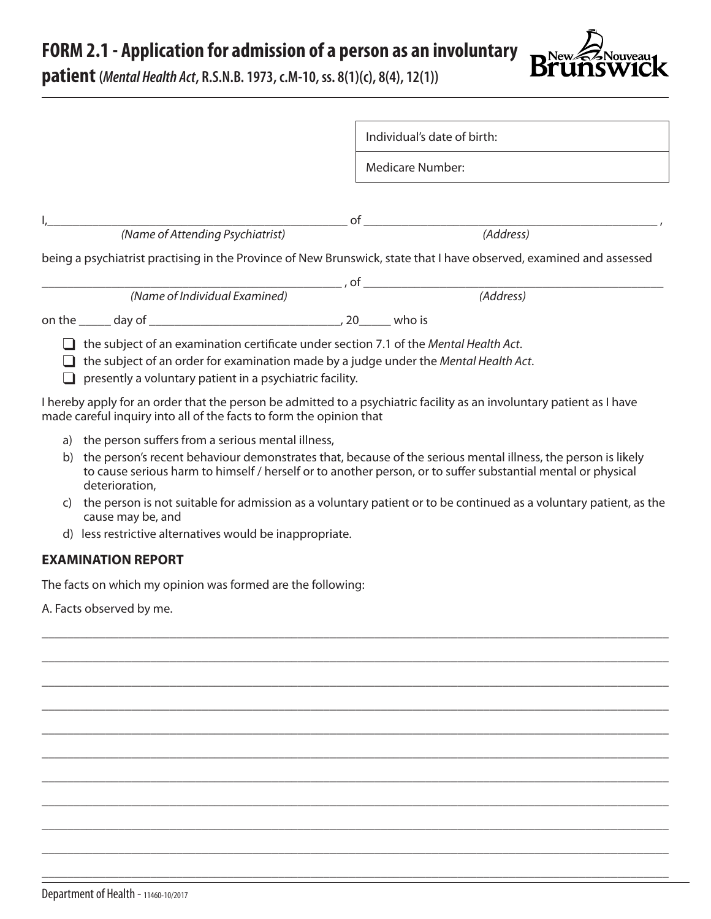# FORM 2.1 - Application for admission of a person as an involuntary patient (*Mental Health Act*, R.S.N.B. 1973, c.M-10, ss. 8(1)(c), 8(4), 12(1))

| Individual's date of birth: |
|---|
| Medicare Number: |

I,_______________________________________________ of _______________________________________________ ,
*(Name of Attending Psychiatrist)* *(Address)*

being a psychiatrist practising in the Province of New Brunswick, state that I have observed, examined and assessed

_______________________________________________ , of _______________________________________________
*(Name of Individual Examined)* *(Address)*

on the _____ day of ______________________________, 20_____ who is

- ❑ the subject of an examination certificate under section 7.1 of the *Mental Health Act*.
- ❑ the subject of an order for examination made by a judge under the *Mental Health Act*.
- ❑ presently a voluntary patient in a psychiatric facility.

I hereby apply for an order that the person be admitted to a psychiatric facility as an involuntary patient as I have made careful inquiry into all of the facts to form the opinion that

a) the person suffers from a serious mental illness,

b) the person's recent behaviour demonstrates that, because of the serious mental illness, the person is likely to cause serious harm to himself / herself or to another person, or to suffer substantial mental or physical deterioration,

c) the person is not suitable for admission as a voluntary patient or to be continued as a voluntary patient, as the cause may be, and

d) less restrictive alternatives would be inappropriate.

## EXAMINATION REPORT

The facts on which my opinion was formed are the following:

A. Facts observed by me.

_____________________________________________________________________________________________

_____________________________________________________________________________________________

_____________________________________________________________________________________________

_____________________________________________________________________________________________

_____________________________________________________________________________________________

_____________________________________________________________________________________________

_____________________________________________________________________________________________

_____________________________________________________________________________________________

_____________________________________________________________________________________________

_____________________________________________________________________________________________

_____________________________________________________________________________________________

Department of Health - 11460-10/2017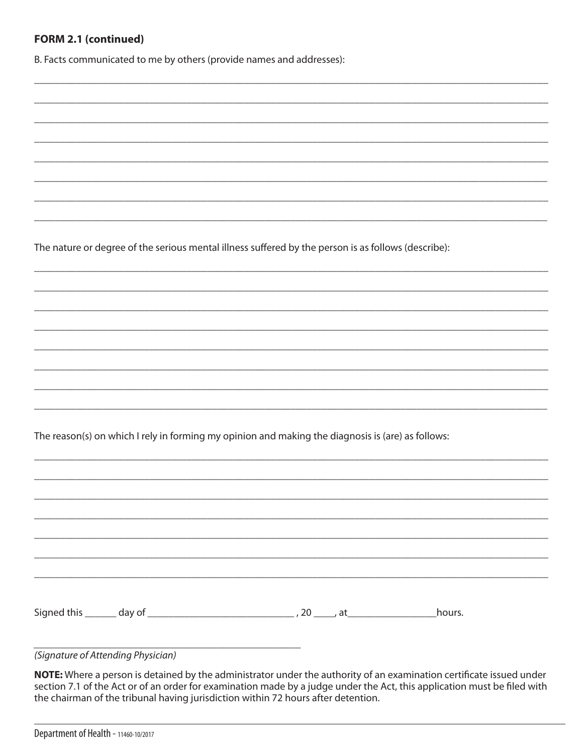**FORM 2.1 (continued)**

B. Facts communicated to me by others (provide names and addresses):

________________________________________________________________________________________________

________________________________________________________________________________________________

________________________________________________________________________________________________

________________________________________________________________________________________________

________________________________________________________________________________________________

________________________________________________________________________________________________

________________________________________________________________________________________________

________________________________________________________________________________________________

The nature or degree of the serious mental illness suffered by the person is as follows (describe):

________________________________________________________________________________________________

________________________________________________________________________________________________

________________________________________________________________________________________________

________________________________________________________________________________________________

________________________________________________________________________________________________

________________________________________________________________________________________________

________________________________________________________________________________________________

________________________________________________________________________________________________

The reason(s) on which I rely in forming my opinion and making the diagnosis is (are) as follows:

________________________________________________________________________________________________

________________________________________________________________________________________________

________________________________________________________________________________________________

________________________________________________________________________________________________

________________________________________________________________________________________________

________________________________________________________________________________________________

________________________________________________________________________________________________

Signed this ______ day of ___________________________ , 20 ____, at_________________hours.

_____________________________________________________

*(Signature of Attending Physician)*

**NOTE:** Where a person is detained by the administrator under the authority of an examination certificate issued under section 7.1 of the Act or of an order for examination made by a judge under the Act, this application must be filed with the chairman of the tribunal having jurisdiction within 72 hours after detention.

Department of Health - 11460-10/2017